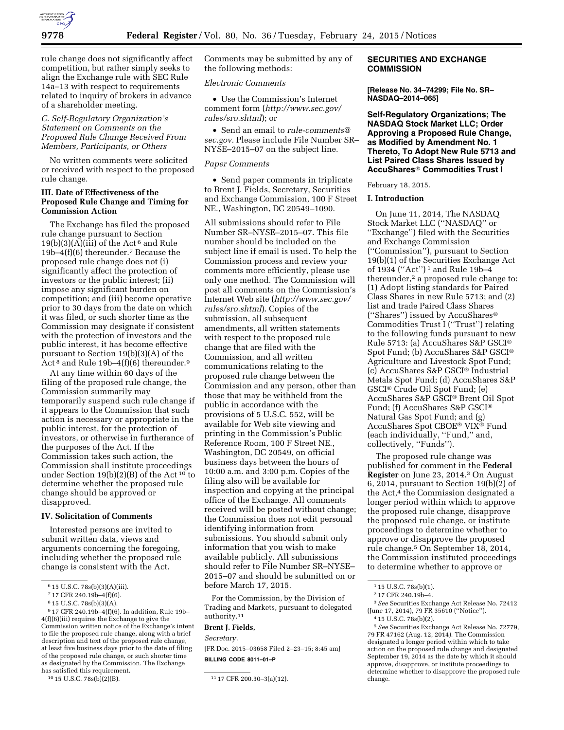rule change does not significantly affect competition, but rather simply seeks to align the Exchange rule with SEC Rule 14a–13 with respect to requirements related to inquiry of brokers in advance of a shareholder meeting.

*C. Self-Regulatory Organization's Statement on Comments on the Proposed Rule Change Received From Members, Participants, or Others*

No written comments were solicited or received with respect to the proposed rule change.

### III. Date of Effectiveness of the Proposed Rule Change and Timing for Commission Action

The Exchange has filed the proposed rule change pursuant to Section 19(b)(3)(A)(iii) of the Act[6] and Rule 19b–4(f)(6) thereunder.[7] Because the proposed rule change does not (i) significantly affect the protection of investors or the public interest; (ii) impose any significant burden on competition; and (iii) become operative prior to 30 days from the date on which it was filed, or such shorter time as the Commission may designate if consistent with the protection of investors and the public interest, it has become effective pursuant to Section 19(b)(3)(A) of the Act[8] and Rule 19b–4(f)(6) thereunder.[9]

At any time within 60 days of the filing of the proposed rule change, the Commission summarily may temporarily suspend such rule change if it appears to the Commission that such action is necessary or appropriate in the public interest, for the protection of investors, or otherwise in furtherance of the purposes of the Act. If the Commission takes such action, the Commission shall institute proceedings under Section 19(b)(2)(B) of the Act[10] to determine whether the proposed rule change should be approved or disapproved.

### IV. Solicitation of Comments

Interested persons are invited to submit written data, views and arguments concerning the foregoing, including whether the proposed rule change is consistent with the Act. Comments may be submitted by any of the following methods:

*Electronic Comments*

- Use the Commission's Internet comment form (*http://www.sec.gov/rules/sro.shtml*); or
- Send an email to *rule-comments@sec.gov.* Please include File Number SR–NYSE–2015–07 on the subject line.

*Paper Comments*

- Send paper comments in triplicate to Brent J. Fields, Secretary, Securities and Exchange Commission, 100 F Street NE., Washington, DC 20549–1090.

All submissions should refer to File Number SR–NYSE–2015–07. This file number should be included on the subject line if email is used. To help the Commission process and review your comments more efficiently, please use only one method. The Commission will post all comments on the Commission's Internet Web site (*http://www.sec.gov/rules/sro.shtml*). Copies of the submission, all subsequent amendments, all written statements with respect to the proposed rule change that are filed with the Commission, and all written communications relating to the proposed rule change between the Commission and any person, other than those that may be withheld from the public in accordance with the provisions of 5 U.S.C. 552, will be available for Web site viewing and printing in the Commission's Public Reference Room, 100 F Street NE., Washington, DC 20549, on official business days between the hours of 10:00 a.m. and 3:00 p.m. Copies of the filing also will be available for inspection and copying at the principal office of the Exchange. All comments received will be posted without change; the Commission does not edit personal identifying information from submissions. You should submit only information that you wish to make available publicly. All submissions should refer to File Number SR–NYSE–2015–07 and should be submitted on or before March 17, 2015.

For the Commission, by the Division of Trading and Markets, pursuant to delegated authority.[11]

**Brent J. Fields,**

*Secretary.*

[FR Doc. 2015–03658 Filed 2–23–15; 8:45 am]

**BILLING CODE 8011–01–P**

---

[6] 15 U.S.C. 78s(b)(3)(A)(iii).

[7] 17 CFR 240.19b–4(f)(6).

[8] 15 U.S.C. 78s(b)(3)(A).

[9] 17 CFR 240.19b–4(f)(6). In addition, Rule 19b–4(f)(6)(iii) requires the Exchange to give the Commission written notice of the Exchange's intent to file the proposed rule change, along with a brief description and text of the proposed rule change, at least five business days prior to the date of filing of the proposed rule change, or such shorter time as designated by the Commission. The Exchange has satisfied this requirement.

[10] 15 U.S.C. 78s(b)(2)(B).

[11] 17 CFR 200.30–3(a)(12).

---

## SECURITIES AND EXCHANGE COMMISSION

**[Release No. 34–74299; File No. SR–NASDAQ–2014–065]**

## Self-Regulatory Organizations; The NASDAQ Stock Market LLC; Order Approving a Proposed Rule Change, as Modified by Amendment No. 1 Thereto, To Adopt New Rule 5713 and List Paired Class Shares Issued by AccuShares® Commodities Trust I

February 18, 2015.

### I. Introduction

On June 11, 2014, The NASDAQ Stock Market LLC (''NASDAQ'' or ''Exchange'') filed with the Securities and Exchange Commission (''Commission''), pursuant to Section 19(b)(1) of the Securities Exchange Act of 1934 (''Act'')[1] and Rule 19b–4 thereunder,[2] a proposed rule change to: (1) Adopt listing standards for Paired Class Shares in new Rule 5713; and (2) list and trade Paired Class Shares (''Shares'') issued by AccuShares® Commodities Trust I (''Trust'') relating to the following funds pursuant to new Rule 5713: (a) AccuShares S&P GSCI® Spot Fund; (b) AccuShares S&P GSCI® Agriculture and Livestock Spot Fund; (c) AccuShares S&P GSCI® Industrial Metals Spot Fund; (d) AccuShares S&P GSCI® Crude Oil Spot Fund; (e) AccuShares S&P GSCI® Brent Oil Spot Fund; (f) AccuShares S&P GSCI® Natural Gas Spot Fund; and (g) AccuShares Spot CBOE® VIX® Fund (each individually, ''Fund,'' and, collectively, ''Funds'').

The proposed rule change was published for comment in the **Federal Register** on June 23, 2014.[3] On August 6, 2014, pursuant to Section 19(b)(2) of the Act,[4] the Commission designated a longer period within which to approve the proposed rule change, disapprove the proposed rule change, or institute proceedings to determine whether to approve or disapprove the proposed rule change.[5] On September 18, 2014, the Commission instituted proceedings to determine whether to approve or

---

[1] 15 U.S.C. 78s(b)(1).

[2] 17 CFR 240.19b–4.

[3] *See* Securities Exchange Act Release No. 72412 (June 17, 2014), 79 FR 35610 (''Notice'').

[4] 15 U.S.C. 78s(b)(2).

[5] *See* Securities Exchange Act Release No. 72779, 79 FR 47162 (Aug. 12, 2014). The Commission designated a longer period within which to take action on the proposed rule change and designated September 19, 2014 as the date by which it should approve, disapprove, or institute proceedings to determine whether to disapprove the proposed rule change.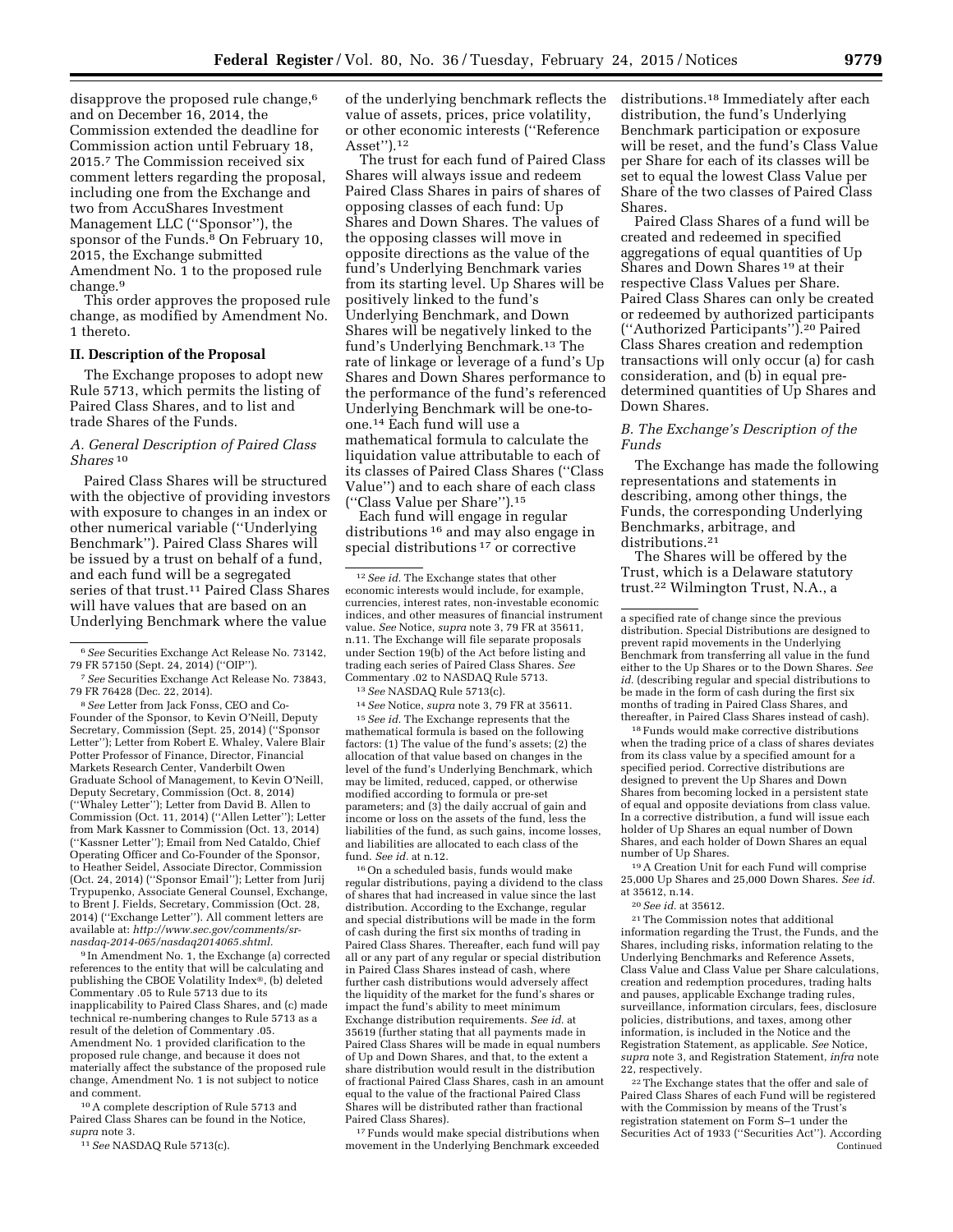disapprove the proposed rule change,[6] and on December 16, 2014, the Commission extended the deadline for Commission action until February 18, 2015.[7] The Commission received six comment letters regarding the proposal, including one from the Exchange and two from AccuShares Investment Management LLC (''Sponsor''), the sponsor of the Funds.[8] On February 10, 2015, the Exchange submitted Amendment No. 1 to the proposed rule change.[9]

This order approves the proposed rule change, as modified by Amendment No. 1 thereto.

## II. Description of the Proposal

The Exchange proposes to adopt new Rule 5713, which permits the listing of Paired Class Shares, and to list and trade Shares of the Funds.

### *A. General Description of Paired Class Shares* [10]

Paired Class Shares will be structured with the objective of providing investors with exposure to changes in an index or other numerical variable (''Underlying Benchmark''). Paired Class Shares will be issued by a trust on behalf of a fund, and each fund will be a segregated series of that trust.[11] Paired Class Shares will have values that are based on an Underlying Benchmark where the value of the underlying benchmark reflects the value of assets, prices, price volatility, or other economic interests (''Reference Asset'').[12]

The trust for each fund of Paired Class Shares will always issue and redeem Paired Class Shares in pairs of shares of opposing classes of each fund: Up Shares and Down Shares. The values of the opposing classes will move in opposite directions as the value of the fund's Underlying Benchmark varies from its starting level. Up Shares will be positively linked to the fund's Underlying Benchmark, and Down Shares will be negatively linked to the fund's Underlying Benchmark.[13] The rate of linkage or leverage of a fund's Up Shares and Down Shares performance to the performance of the fund's referenced Underlying Benchmark will be one-to-one.[14] Each fund will use a mathematical formula to calculate the liquidation value attributable to each of its classes of Paired Class Shares (''Class Value'') and to each share of each class (''Class Value per Share'').[15]

Each fund will engage in regular distributions [16] and may also engage in special distributions [17] or corrective distributions.[18] Immediately after each distribution, the fund's Underlying Benchmark participation or exposure will be reset, and the fund's Class Value per Share for each of its classes will be set to equal the lowest Class Value per Share of the two classes of Paired Class Shares.

Paired Class Shares of a fund will be created and redeemed in specified aggregations of equal quantities of Up Shares and Down Shares [19] at their respective Class Values per Share. Paired Class Shares can only be created or redeemed by authorized participants (''Authorized Participants'').[20] Paired Class Shares creation and redemption transactions will only occur (a) for cash consideration, and (b) in equal pre-determined quantities of Up Shares and Down Shares.

### *B. The Exchange's Description of the Funds*

The Exchange has made the following representations and statements in describing, among other things, the Funds, the corresponding Underlying Benchmarks, arbitrage, and distributions.[21]

The Shares will be offered by the Trust, which is a Delaware statutory trust.[22] Wilmington Trust, N.A., a

---

[6] *See* Securities Exchange Act Release No. 73142, 79 FR 57150 (Sept. 24, 2014) (''OIP'').

[7] *See* Securities Exchange Act Release No. 73843, 79 FR 76428 (Dec. 22, 2014).

[8] *See* Letter from Jack Fonss, CEO and Co-Founder of the Sponsor, to Kevin O'Neill, Deputy Secretary, Commission (Sept. 25, 2014) (''Sponsor Letter''); Letter from Robert E. Whaley, Valere Blair Potter Professor of Finance, Director, Financial Markets Research Center, Vanderbilt Owen Graduate School of Management, to Kevin O'Neill, Deputy Secretary, Commission (Oct. 8, 2014) (''Whaley Letter''); Letter from David B. Allen to Commission (Oct. 11, 2014) (''Allen Letter''); Letter from Mark Kassner to Commission (Oct. 13, 2014) (''Kassner Letter''); Email from Ned Cataldo, Chief Operating Officer and Co-Founder of the Sponsor, to Heather Seidel, Associate Director, Commission (Oct. 24, 2014) (''Sponsor Email''); Letter from Jurij Trypupenko, Associate General Counsel, Exchange, to Brent J. Fields, Secretary, Commission (Oct. 28, 2014) (''Exchange Letter''). All comment letters are available at: *http://www.sec.gov/comments/sr-nasdaq-2014-065/nasdaq2014065.shtml.*

[9] In Amendment No. 1, the Exchange (a) corrected references to the entity that will be calculating and publishing the CBOE Volatility Index®, (b) deleted Commentary .05 to Rule 5713 due to its inapplicability to Paired Class Shares, and (c) made technical re-numbering changes to Rule 5713 as a result of the deletion of Commentary .05. Amendment No. 1 provided clarification to the proposed rule change, and because it does not materially affect the substance of the proposed rule change, Amendment No. 1 is not subject to notice and comment.

[10] A complete description of Rule 5713 and Paired Class Shares can be found in the Notice, *supra* note 3.

[11] *See* NASDAQ Rule 5713(c).

[12] *See id.* The Exchange states that other economic interests would include, for example, currencies, interest rates, non-investable economic indices, and other measures of financial instrument value. *See* Notice, *supra* note 3, 79 FR at 35611, n.11. The Exchange will file separate proposals under Section 19(b) of the Act before listing and trading each series of Paired Class Shares. *See* Commentary .02 to NASDAQ Rule 5713.

[13] *See* NASDAQ Rule 5713(c).

[14] *See* Notice, *supra* note 3, 79 FR at 35611.

[15] *See id.* The Exchange represents that the mathematical formula is based on the following factors: (1) The value of the fund's assets; (2) the allocation of that value based on changes in the level of the fund's Underlying Benchmark, which may be limited, reduced, capped, or otherwise modified according to formula or pre-set parameters; and (3) the daily accrual of gain and income or loss on the assets of the fund, less the liabilities of the fund, as such gains, income losses, and liabilities are allocated to each class of the fund. *See id.* at n.12.

[16] On a scheduled basis, funds would make regular distributions, paying a dividend to the class of shares that had increased in value since the last distribution. According to the Exchange, regular and special distributions will be made in the form of cash during the first six months of trading in Paired Class Shares. Thereafter, each fund will pay all or any part of any regular or special distribution in Paired Class Shares instead of cash, where further cash distributions would adversely affect the liquidity of the market for the fund's shares or impact the fund's ability to meet minimum Exchange distribution requirements. *See id.* at 35619 (further stating that all payments made in Paired Class Shares will be made in equal numbers of Up and Down Shares, and that, to the extent a share distribution would result in the distribution of fractional Paired Class Shares, cash in an amount equal to the value of the fractional Paired Class Shares will be distributed rather than fractional Paired Class Shares).

[17] Funds would make special distributions when movement in the Underlying Benchmark exceeded a specified rate of change since the previous distribution. Special Distributions are designed to prevent rapid movements in the Underlying Benchmark from transferring all value in the fund either to the Up Shares or to the Down Shares. *See id.* (describing regular and special distributions to be made in the form of cash during the first six months of trading in Paired Class Shares, and thereafter, in Paired Class Shares instead of cash).

[18] Funds would make corrective distributions when the trading price of a class of shares deviates from its class value by a specified amount for a specified period. Corrective distributions are designed to prevent the Up Shares and Down Shares from becoming locked in a persistent state of equal and opposite deviations from class value. In a corrective distribution, a fund will issue each holder of Up Shares an equal number of Down Shares, and each holder of Down Shares an equal number of Up Shares.

[19] A Creation Unit for each Fund will comprise 25,000 Up Shares and 25,000 Down Shares. *See id.* at 35612, n.14.

[20] *See id.* at 35612.

[21] The Commission notes that additional information regarding the Trust, the Funds, and the Shares, including risks, information relating to the Underlying Benchmarks and Reference Assets, Class Value and Class Value per Share calculations, creation and redemption procedures, trading halts and pauses, applicable Exchange trading rules, surveillance, information circulars, fees, disclosure policies, distributions, and taxes, among other information, is included in the Notice and the Registration Statement, as applicable. *See* Notice, *supra* note 3, and Registration Statement, *infra* note 22, respectively.

[22] The Exchange states that the offer and sale of Paired Class Shares of each Fund will be registered with the Commission by means of the Trust's registration statement on Form S–1 under the Securities Act of 1933 (''Securities Act''). According

Continued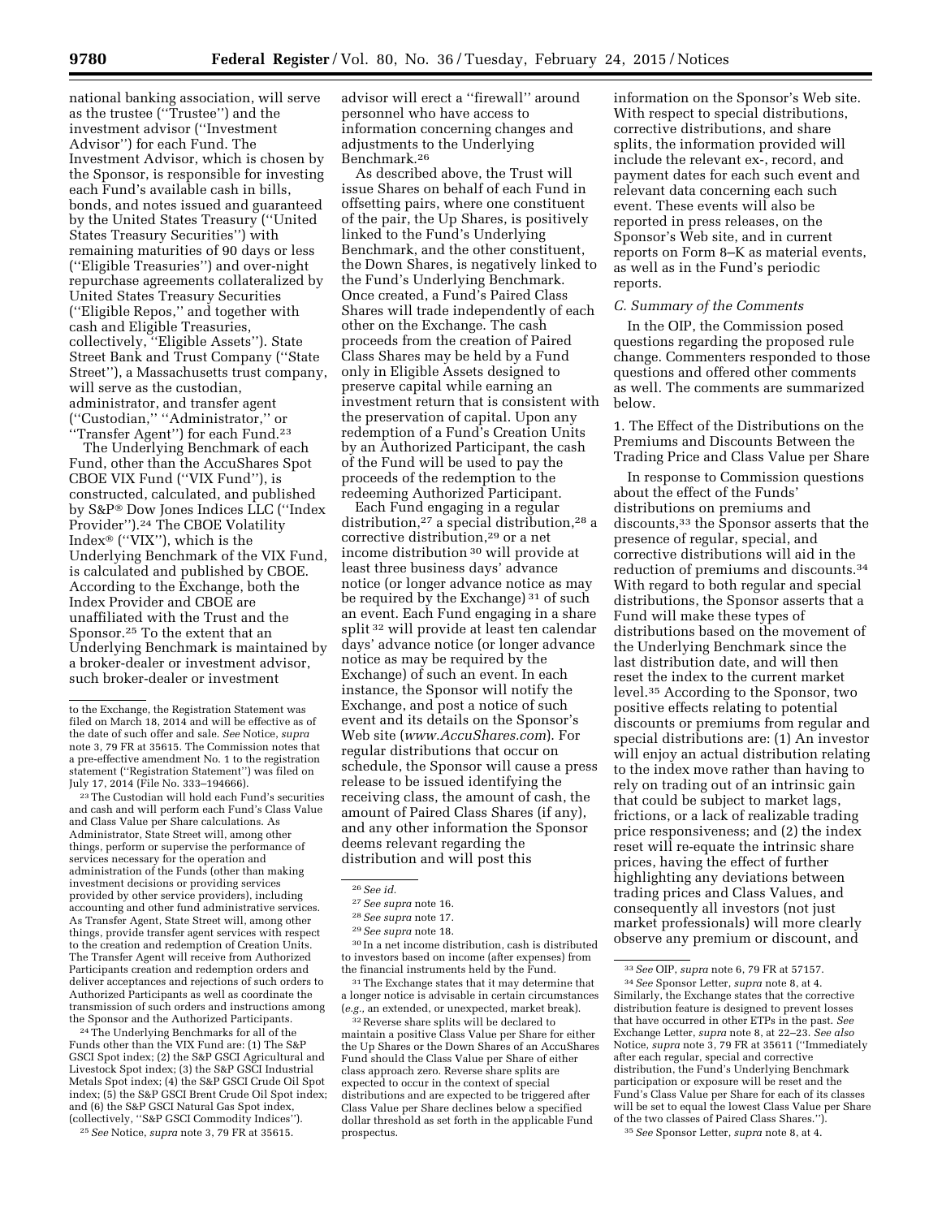national banking association, will serve as the trustee (''Trustee'') and the investment advisor (''Investment Advisor'') for each Fund. The Investment Advisor, which is chosen by the Sponsor, is responsible for investing each Fund's available cash in bills, bonds, and notes issued and guaranteed by the United States Treasury (''United States Treasury Securities'') with remaining maturities of 90 days or less (''Eligible Treasuries'') and over-night repurchase agreements collateralized by United States Treasury Securities (''Eligible Repos,'' and together with cash and Eligible Treasuries, collectively, ''Eligible Assets''). State Street Bank and Trust Company (''State Street''), a Massachusetts trust company, will serve as the custodian, administrator, and transfer agent (''Custodian,'' ''Administrator,'' or ''Transfer Agent'') for each Fund.[23]

The Underlying Benchmark of each Fund, other than the AccuShares Spot CBOE VIX Fund (''VIX Fund''), is constructed, calculated, and published by S&P® Dow Jones Indices LLC (''Index Provider'').[24] The CBOE Volatility Index® (''VIX''), which is the Underlying Benchmark of the VIX Fund, is calculated and published by CBOE. According to the Exchange, both the Index Provider and CBOE are unaffiliated with the Trust and the Sponsor.[25] To the extent that an Underlying Benchmark is maintained by a broker-dealer or investment advisor, such broker-dealer or investment advisor will erect a ''firewall'' around personnel who have access to information concerning changes and adjustments to the Underlying Benchmark.[26]

As described above, the Trust will issue Shares on behalf of each Fund in offsetting pairs, where one constituent of the pair, the Up Shares, is positively linked to the Fund's Underlying Benchmark, and the other constituent, the Down Shares, is negatively linked to the Fund's Underlying Benchmark. Once created, a Fund's Paired Class Shares will trade independently of each other on the Exchange. The cash proceeds from the creation of Paired Class Shares may be held by a Fund only in Eligible Assets designed to preserve capital while earning an investment return that is consistent with the preservation of capital. Upon any redemption of a Fund's Creation Units by an Authorized Participant, the cash of the Fund will be used to pay the proceeds of the redemption to the redeeming Authorized Participant.

Each Fund engaging in a regular distribution,[27] a special distribution,[28] a corrective distribution,[29] or a net income distribution[30] will provide at least three business days' advance notice (or longer advance notice as may be required by the Exchange)[31] of such an event. Each Fund engaging in a share split[32] will provide at least ten calendar days' advance notice (or longer advance notice as may be required by the Exchange) of such an event. In each instance, the Sponsor will notify the Exchange, and post a notice of such event and its details on the Sponsor's Web site (*www.AccuShares.com*). For regular distributions that occur on schedule, the Sponsor will cause a press release to be issued identifying the receiving class, the amount of cash, the amount of Paired Class Shares (if any), and any other information the Sponsor deems relevant regarding the distribution and will post this information on the Sponsor's Web site. With respect to special distributions, corrective distributions, and share splits, the information provided will include the relevant ex-, record, and payment dates for each such event and relevant data concerning each such event. These events will also be reported in press releases, on the Sponsor's Web site, and in current reports on Form 8–K as material events, as well as in the Fund's periodic reports.

### *C. Summary of the Comments*

In the OIP, the Commission posed questions regarding the proposed rule change. Commenters responded to those questions and offered other comments as well. The comments are summarized below.

#### 1. The Effect of the Distributions on the Premiums and Discounts Between the Trading Price and Class Value per Share

In response to Commission questions about the effect of the Funds' distributions on premiums and discounts,[33] the Sponsor asserts that the presence of regular, special, and corrective distributions will aid in the reduction of premiums and discounts.[34] With regard to both regular and special distributions, the Sponsor asserts that a Fund will make these types of distributions based on the movement of the Underlying Benchmark since the last distribution date, and will then reset the index to the current market level.[35] According to the Sponsor, two positive effects relating to potential discounts or premiums from regular and special distributions are: (1) An investor will enjoy an actual distribution relating to the index move rather than having to rely on trading out of an intrinsic gain that could be subject to market lags, frictions, or a lack of realizable trading price responsiveness; and (2) the index reset will re-equate the intrinsic share prices, having the effect of further highlighting any deviations between trading prices and Class Values, and consequently all investors (not just market professionals) will more clearly observe any premium or discount, and

---

to the Exchange, the Registration Statement was filed on March 18, 2014 and will be effective as of the date of such offer and sale. *See* Notice, *supra* note 3, 79 FR at 35615. The Commission notes that a pre-effective amendment No. 1 to the registration statement (''Registration Statement'') was filed on July 17, 2014 (File No. 333–194666).

[23] The Custodian will hold each Fund's securities and cash and will perform each Fund's Class Value and Class Value per Share calculations. As Administrator, State Street will, among other things, perform or supervise the performance of services necessary for the operation and administration of the Funds (other than making investment decisions or providing services provided by other service providers), including accounting and other fund administrative services. As Transfer Agent, State Street will, among other things, provide transfer agent services with respect to the creation and redemption of Creation Units. The Transfer Agent will receive from Authorized Participants creation and redemption orders and deliver acceptances and rejections of such orders to Authorized Participants as well as coordinate the transmission of such orders and instructions among the Sponsor and the Authorized Participants.

[24] The Underlying Benchmarks for all of the Funds other than the VIX Fund are: (1) The S&P GSCI Spot index; (2) the S&P GSCI Agricultural and Livestock Spot index; (3) the S&P GSCI Industrial Metals Spot index; (4) the S&P GSCI Crude Oil Spot index; (5) the S&P GSCI Brent Crude Oil Spot index; and (6) the S&P GSCI Natural Gas Spot index, (collectively, ''S&P GSCI Commodity Indices'').

[25] *See* Notice, *supra* note 3, 79 FR at 35615.

[26] *See id.*

[27] *See supra* note 16.

[28] *See supra* note 17.

[29] *See supra* note 18.

[30] In a net income distribution, cash is distributed to investors based on income (after expenses) from the financial instruments held by the Fund.

[31] The Exchange states that it may determine that a longer notice is advisable in certain circumstances (*e.g.,* an extended, or unexpected, market break).

[32] Reverse share splits will be declared to maintain a positive Class Value per Share for either the Up Shares or the Down Shares of an AccuShares Fund should the Class Value per Share of either class approach zero. Reverse share splits are expected to occur in the context of special distributions and are expected to be triggered after Class Value per Share declines below a specified dollar threshold as set forth in the applicable Fund prospectus.

[33] *See* OIP, *supra* note 6, 79 FR at 57157.

[34] *See* Sponsor Letter, *supra* note 8, at 4. Similarly, the Exchange states that the corrective distribution feature is designed to prevent losses that have occurred in other ETPs in the past. *See* Exchange Letter, *supra* note 8, at 22–23. *See also* Notice, *supra* note 3, 79 FR at 35611 (''Immediately after each regular, special and corrective distribution, the Fund's Underlying Benchmark participation or exposure will be reset and the Fund's Class Value per Share for each of its classes will be set to equal the lowest Class Value per Share of the two classes of Paired Class Shares.'').

[35] *See* Sponsor Letter, *supra* note 8, at 4.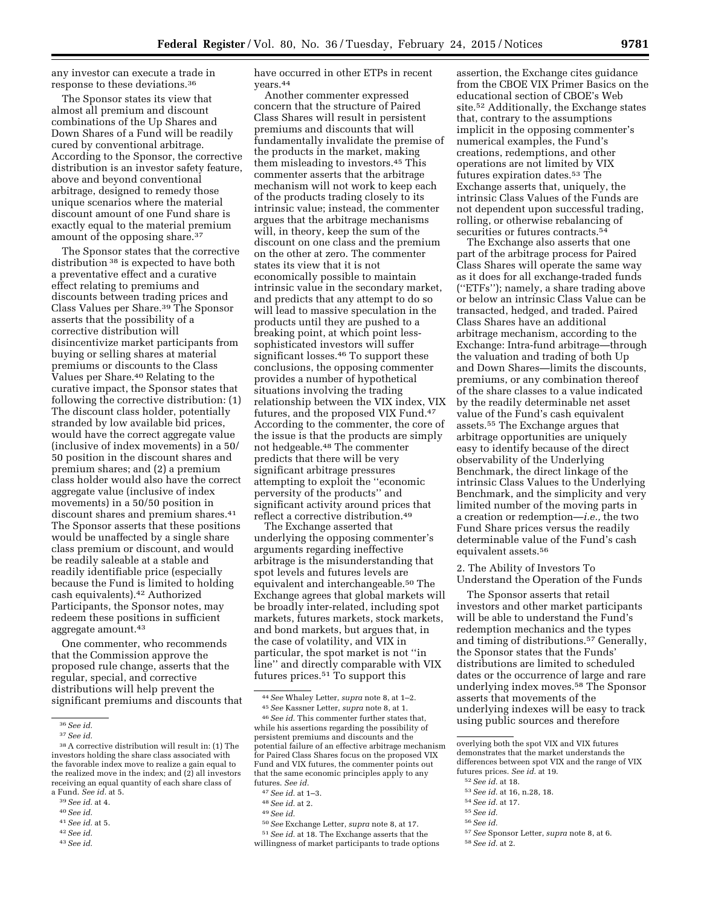any investor can execute a trade in response to these deviations.[36]

The Sponsor states its view that almost all premium and discount combinations of the Up Shares and Down Shares of a Fund will be readily cured by conventional arbitrage. According to the Sponsor, the corrective distribution is an investor safety feature, above and beyond conventional arbitrage, designed to remedy those unique scenarios where the material discount amount of one Fund share is exactly equal to the material premium amount of the opposing share.[37]

The Sponsor states that the corrective distribution[38] is expected to have both a preventative effect and a curative effect relating to premiums and discounts between trading prices and Class Values per Share.[39] The Sponsor asserts that the possibility of a corrective distribution will disincentivize market participants from buying or selling shares at material premiums or discounts to the Class Values per Share.[40] Relating to the curative impact, the Sponsor states that following the corrective distribution: (1) The discount class holder, potentially stranded by low available bid prices, would have the correct aggregate value (inclusive of index movements) in a 50/50 position in the discount shares and premium shares; and (2) a premium class holder would also have the correct aggregate value (inclusive of index movements) in a 50/50 position in discount shares and premium shares.[41] The Sponsor asserts that these positions would be unaffected by a single share class premium or discount, and would be readily saleable at a stable and readily identifiable price (especially because the Fund is limited to holding cash equivalents).[42] Authorized Participants, the Sponsor notes, may redeem these positions in sufficient aggregate amount.[43]

One commenter, who recommends that the Commission approve the proposed rule change, asserts that the regular, special, and corrective distributions will help prevent the significant premiums and discounts that have occurred in other ETPs in recent years.[44]

Another commenter expressed concern that the structure of Paired Class Shares will result in persistent premiums and discounts that will fundamentally invalidate the premise of the products in the market, making them misleading to investors.[45] This commenter asserts that the arbitrage mechanism will not work to keep each of the products trading closely to its intrinsic value; instead, the commenter argues that the arbitrage mechanisms will, in theory, keep the sum of the discount on one class and the premium on the other at zero. The commenter states its view that it is not economically possible to maintain intrinsic value in the secondary market, and predicts that any attempt to do so will lead to massive speculation in the products until they are pushed to a breaking point, at which point less-sophisticated investors will suffer significant losses.[46] To support these conclusions, the opposing commenter provides a number of hypothetical situations involving the trading relationship between the VIX index, VIX futures, and the proposed VIX Fund.[47] According to the commenter, the core of the issue is that the products are simply not hedgeable.[48] The commenter predicts that there will be very significant arbitrage pressures attempting to exploit the ''economic perversity of the products'' and significant activity around prices that reflect a corrective distribution.[49]

The Exchange asserted that underlying the opposing commenter's arguments regarding ineffective arbitrage is the misunderstanding that spot levels and futures levels are equivalent and interchangeable.[50] The Exchange agrees that global markets will be broadly inter-related, including spot markets, futures markets, stock markets, and bond markets, but argues that, in the case of volatility, and VIX in particular, the spot market is not ''in line'' and directly comparable with VIX futures prices.[51] To support this assertion, the Exchange cites guidance from the CBOE VIX Primer Basics on the educational section of CBOE's Web site.[52] Additionally, the Exchange states that, contrary to the assumptions implicit in the opposing commenter's numerical examples, the Fund's creations, redemptions, and other operations are not limited by VIX futures expiration dates.[53] The Exchange asserts that, uniquely, the intrinsic Class Values of the Funds are not dependent upon successful trading, rolling, or otherwise rebalancing of securities or futures contracts.[54]

The Exchange also asserts that one part of the arbitrage process for Paired Class Shares will operate the same way as it does for all exchange-traded funds (''ETFs''); namely, a share trading above or below an intrinsic Class Value can be transacted, hedged, and traded. Paired Class Shares have an additional arbitrage mechanism, according to the Exchange: Intra-fund arbitrage—through the valuation and trading of both Up and Down Shares—limits the discounts, premiums, or any combination thereof of the share classes to a value indicated by the readily determinable net asset value of the Fund's cash equivalent assets.[55] The Exchange argues that arbitrage opportunities are uniquely easy to identify because of the direct observability of the Underlying Benchmark, the direct linkage of the intrinsic Class Values to the Underlying Benchmark, and the simplicity and very limited number of the moving parts in a creation or redemption—*i.e.,* the two Fund Share prices versus the readily determinable value of the Fund's cash equivalent assets.[56]

## 2. The Ability of Investors To Understand the Operation of the Funds

The Sponsor asserts that retail investors and other market participants will be able to understand the Fund's redemption mechanics and the types and timing of distributions.[57] Generally, the Sponsor states that the Funds' distributions are limited to scheduled dates or the occurrence of large and rare underlying index moves.[58] The Sponsor asserts that movements of the underlying indexes will be easy to track using public sources and therefore

---

[36] *See id.*

[37] *See id.*

[38] A corrective distribution will result in: (1) The investors holding the share class associated with the favorable index move to realize a gain equal to the realized move in the index; and (2) all investors receiving an equal quantity of each share class of a Fund. *See id.* at 5.

[39] *See id.* at 4.

[40] *See id.*

[41] *See id.* at 5.

[42] *See id.*

[43] *See id.*

[44] *See* Whaley Letter, *supra* note 8, at 1–2.

[45] *See* Kassner Letter, *supra* note 8, at 1.

[46] *See id.* This commenter further states that, while his assertions regarding the possibility of persistent premiums and discounts and the potential failure of an effective arbitrage mechanism for Paired Class Shares focus on the proposed VIX Fund and VIX futures, the commenter points out that the same economic principles apply to any futures. *See id.*

[47] *See id.* at 1–3.

[48] *See id.* at 2.

[49] *See id.*

[50] *See* Exchange Letter, *supra* note 8, at 17.

[51] *See id.* at 18. The Exchange asserts that the willingness of market participants to trade options overlying both the spot VIX and VIX futures demonstrates that the market understands the differences between spot VIX and the range of VIX futures prices. *See id.* at 19.

[52] *See id.* at 18.

[53] *See id.* at 16, n.28, 18.

[54] *See id.* at 17.

[55] *See id.*

[56] *See id.*

[57] *See* Sponsor Letter, *supra* note 8, at 6.

[58] *See id.* at 2.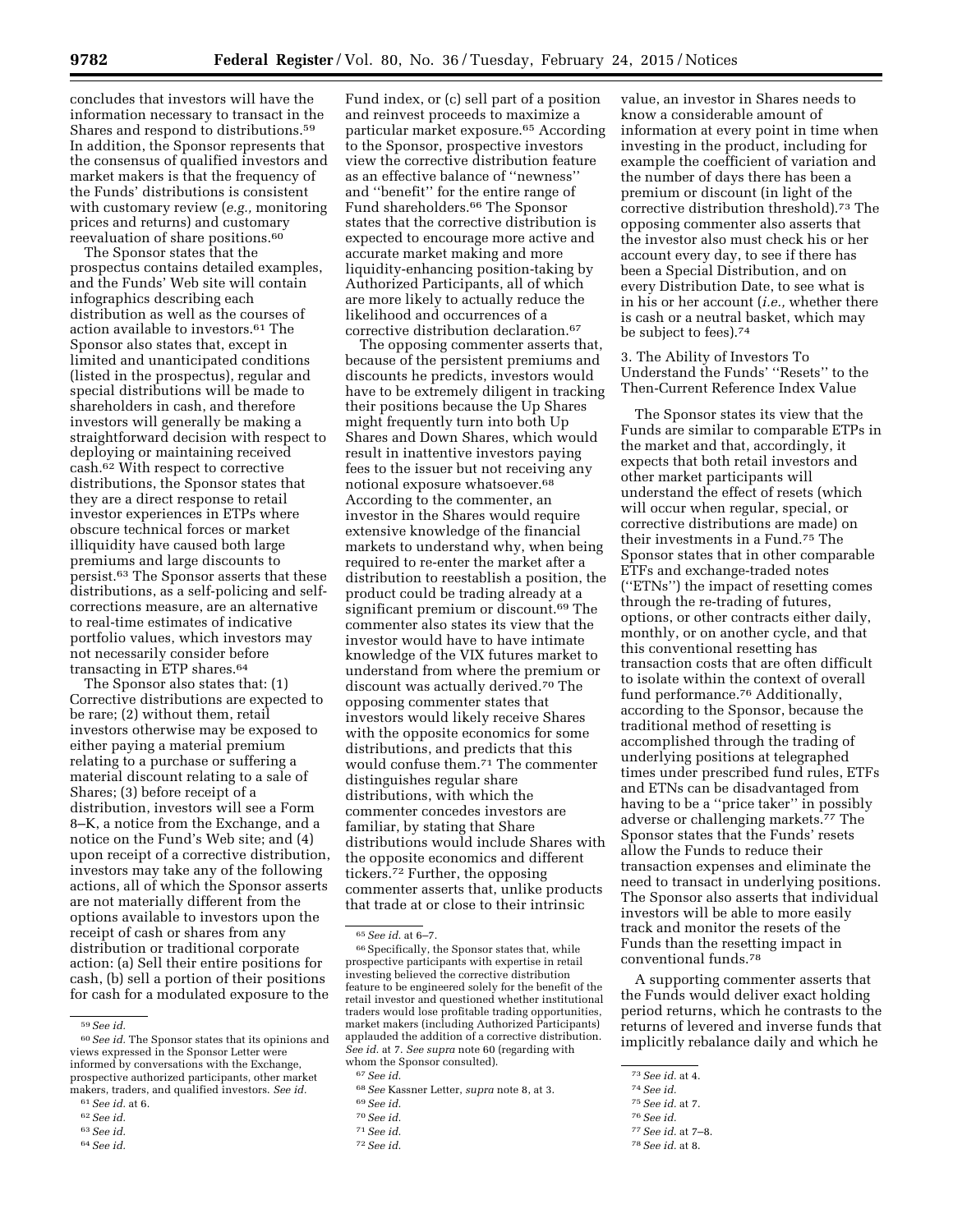concludes that investors will have the information necessary to transact in the Shares and respond to distributions.[59] In addition, the Sponsor represents that the consensus of qualified investors and market makers is that the frequency of the Funds' distributions is consistent with customary review (*e.g.,* monitoring prices and returns) and customary reevaluation of share positions.[60]

The Sponsor states that the prospectus contains detailed examples, and the Funds' Web site will contain infographics describing each distribution as well as the courses of action available to investors.[61] The Sponsor also states that, except in limited and unanticipated conditions (listed in the prospectus), regular and special distributions will be made to shareholders in cash, and therefore investors will generally be making a straightforward decision with respect to deploying or maintaining received cash.[62] With respect to corrective distributions, the Sponsor states that they are a direct response to retail investor experiences in ETPs where obscure technical forces or market illiquidity have caused both large premiums and large discounts to persist.[63] The Sponsor asserts that these distributions, as a self-policing and self-corrections measure, are an alternative to real-time estimates of indicative portfolio values, which investors may not necessarily consider before transacting in ETP shares.[64]

The Sponsor also states that: (1) Corrective distributions are expected to be rare; (2) without them, retail investors otherwise may be exposed to either paying a material premium relating to a purchase or suffering a material discount relating to a sale of Shares; (3) before receipt of a distribution, investors will see a Form 8–K, a notice from the Exchange, and a notice on the Fund's Web site; and (4) upon receipt of a corrective distribution, investors may take any of the following actions, all of which the Sponsor asserts are not materially different from the options available to investors upon the receipt of cash or shares from any distribution or traditional corporate action: (a) Sell their entire positions for cash, (b) sell a portion of their positions for cash for a modulated exposure to the Fund index, or (c) sell part of a position and reinvest proceeds to maximize a particular market exposure.[65] According to the Sponsor, prospective investors view the corrective distribution feature as an effective balance of "newness" and "benefit" for the entire range of Fund shareholders.[66] The Sponsor states that the corrective distribution is expected to encourage more active and accurate market making and more liquidity-enhancing position-taking by Authorized Participants, all of which are more likely to actually reduce the likelihood and occurrences of a corrective distribution declaration.[67]

The opposing commenter asserts that, because of the persistent premiums and discounts he predicts, investors would have to be extremely diligent in tracking their positions because the Up Shares might frequently turn into both Up Shares and Down Shares, which would result in inattentive investors paying fees to the issuer but not receiving any notional exposure whatsoever.[68] According to the commenter, an investor in the Shares would require extensive knowledge of the financial markets to understand why, when being required to re-enter the market after a distribution to reestablish a position, the product could be trading already at a significant premium or discount.[69] The commenter also states its view that the investor would have to have intimate knowledge of the VIX futures market to understand from where the premium or discount was actually derived.[70] The opposing commenter states that investors would likely receive Shares with the opposite economics for some distributions, and predicts that this would confuse them.[71] The commenter distinguishes regular share distributions, with which the commenter concedes investors are familiar, by stating that Share distributions would include Shares with the opposite economics and different tickers.[72] Further, the opposing commenter asserts that, unlike products that trade at or close to their intrinsic value, an investor in Shares needs to know a considerable amount of information at every point in time when investing in the product, including for example the coefficient of variation and the number of days there has been a premium or discount (in light of the corrective distribution threshold).[73] The opposing commenter also asserts that the investor also must check his or her account every day, to see if there has been a Special Distribution, and on every Distribution Date, to see what is in his or her account (*i.e.,* whether there is cash or a neutral basket, which may be subject to fees).[74]

### 3. The Ability of Investors To Understand the Funds' "Resets" to the Then-Current Reference Index Value

The Sponsor states its view that the Funds are similar to comparable ETPs in the market and that, accordingly, it expects that both retail investors and other market participants will understand the effect of resets (which will occur when regular, special, or corrective distributions are made) on their investments in a Fund.[75] The Sponsor states that in other comparable ETFs and exchange-traded notes ("ETNs") the impact of resetting comes through the re-trading of futures, options, or other contracts either daily, monthly, or on another cycle, and that this conventional resetting has transaction costs that are often difficult to isolate within the context of overall fund performance.[76] Additionally, according to the Sponsor, because the traditional method of resetting is accomplished through the trading of underlying positions at telegraphed times under prescribed fund rules, ETFs and ETNs can be disadvantaged from having to be a "price taker" in possibly adverse or challenging markets.[77] The Sponsor states that the Funds' resets allow the Funds to reduce their transaction expenses and eliminate the need to transact in underlying positions. The Sponsor also asserts that individual investors will be able to more easily track and monitor the resets of the Funds than the resetting impact in conventional funds.[78]

A supporting commenter asserts that the Funds would deliver exact holding period returns, which he contrasts to the returns of levered and inverse funds that implicitly rebalance daily and which he

---

[59] *See id.*

[60] *See id.* The Sponsor states that its opinions and views expressed in the Sponsor Letter were informed by conversations with the Exchange, prospective authorized participants, other market makers, traders, and qualified investors. *See id.*

[61] *See id.* at 6.

[62] *See id.*

[63] *See id.*

[64] *See id.*

[65] *See id.* at 6–7.

[66] Specifically, the Sponsor states that, while prospective participants with expertise in retail investing believed the corrective distribution feature to be engineered solely for the benefit of the retail investor and questioned whether institutional traders would lose profitable trading opportunities, market makers (including Authorized Participants) applauded the addition of a corrective distribution. *See id.* at 7. *See supra* note 60 (regarding with whom the Sponsor consulted).

[67] *See id.*

[68] *See* Kassner Letter, *supra* note 8, at 3.

[69] *See id.*

[70] *See id.*

[71] *See id.*

[72] *See id.*

[73] *See id.* at 4.

[74] *See id.*

[75] *See id.* at 7.

[76] *See id.*

[77] *See id.* at 7–8.

[78] *See id.* at 8.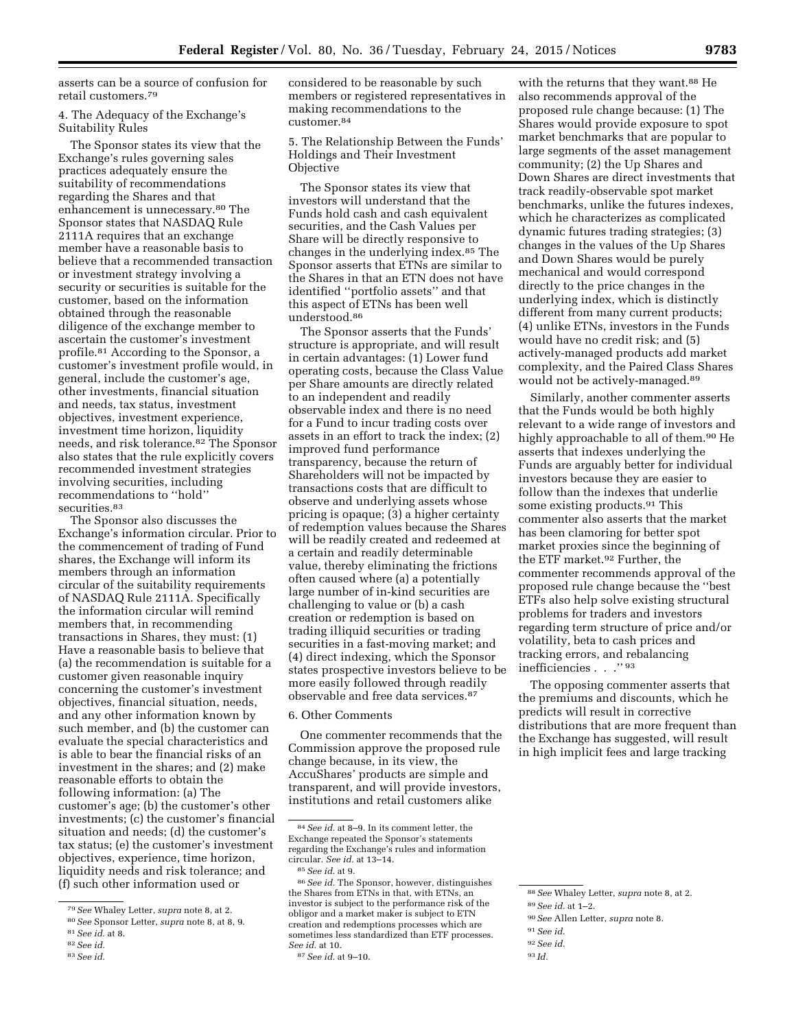asserts can be a source of confusion for retail customers.[79]

4. The Adequacy of the Exchange's Suitability Rules

The Sponsor states its view that the Exchange's rules governing sales practices adequately ensure the suitability of recommendations regarding the Shares and that enhancement is unnecessary.[80] The Sponsor states that NASDAQ Rule 2111A requires that an exchange member have a reasonable basis to believe that a recommended transaction or investment strategy involving a security or securities is suitable for the customer, based on the information obtained through the reasonable diligence of the exchange member to ascertain the customer's investment profile.[81] According to the Sponsor, a customer's investment profile would, in general, include the customer's age, other investments, financial situation and needs, tax status, investment objectives, investment experience, investment time horizon, liquidity needs, and risk tolerance.[82] The Sponsor also states that the rule explicitly covers recommended investment strategies involving securities, including recommendations to "hold" securities.[83]

The Sponsor also discusses the Exchange's information circular. Prior to the commencement of trading of Fund shares, the Exchange will inform its members through an information circular of the suitability requirements of NASDAQ Rule 2111A. Specifically the information circular will remind members that, in recommending transactions in Shares, they must: (1) Have a reasonable basis to believe that (a) the recommendation is suitable for a customer given reasonable inquiry concerning the customer's investment objectives, financial situation, needs, and any other information known by such member, and (b) the customer can evaluate the special characteristics and is able to bear the financial risks of an investment in the shares; and (2) make reasonable efforts to obtain the following information: (a) The customer's age; (b) the customer's other investments; (c) the customer's financial situation and needs; (d) the customer's tax status; (e) the customer's investment objectives, experience, time horizon, liquidity needs and risk tolerance; and (f) such other information used or considered to be reasonable by such members or registered representatives in making recommendations to the customer.[84]

5. The Relationship Between the Funds' Holdings and Their Investment Objective

The Sponsor states its view that investors will understand that the Funds hold cash and cash equivalent securities, and the Cash Values per Share will be directly responsive to changes in the underlying index.[85] The Sponsor asserts that ETNs are similar to the Shares in that an ETN does not have identified "portfolio assets" and that this aspect of ETNs has been well understood.[86]

The Sponsor asserts that the Funds' structure is appropriate, and will result in certain advantages: (1) Lower fund operating costs, because the Class Value per Share amounts are directly related to an independent and readily observable index and there is no need for a Fund to incur trading costs over assets in an effort to track the index; (2) improved fund performance transparency, because the return of Shareholders will not be impacted by transactions costs that are difficult to observe and underlying assets whose pricing is opaque; (3) a higher certainty of redemption values because the Shares will be readily created and redeemed at a certain and readily determinable value, thereby eliminating the frictions often caused where (a) a potentially large number of in-kind securities are challenging to value or (b) a cash creation or redemption is based on trading illiquid securities or trading securities in a fast-moving market; and (4) direct indexing, which the Sponsor states prospective investors believe to be more easily followed through readily observable and free data services.[87]

6. Other Comments

One commenter recommends that the Commission approve the proposed rule change because, in its view, the AccuShares' products are simple and transparent, and will provide investors, institutions and retail customers alike with the returns that they want.[88] He also recommends approval of the proposed rule change because: (1) The Shares would provide exposure to spot market benchmarks that are popular to large segments of the asset management community; (2) the Up Shares and Down Shares are direct investments that track readily-observable spot market benchmarks, unlike the futures indexes, which he characterizes as complicated dynamic futures trading strategies; (3) changes in the values of the Up Shares and Down Shares would be purely mechanical and would correspond directly to the price changes in the underlying index, which is distinctly different from many current products; (4) unlike ETNs, investors in the Funds would have no credit risk; and (5) actively-managed products add market complexity, and the Paired Class Shares would not be actively-managed.[89]

Similarly, another commenter asserts that the Funds would be both highly relevant to a wide range of investors and highly approachable to all of them.[90] He asserts that indexes underlying the Funds are arguably better for individual investors because they are easier to follow than the indexes that underlie some existing products.[91] This commenter also asserts that the market has been clamoring for better spot market proxies since the beginning of the ETF market.[92] Further, the commenter recommends approval of the proposed rule change because the "best ETFs also help solve existing structural problems for traders and investors regarding term structure of price and/or volatility, beta to cash prices and tracking errors, and rebalancing inefficiencies . . ."[93]

The opposing commenter asserts that the premiums and discounts, which he predicts will result in corrective distributions that are more frequent than the Exchange has suggested, will result in high implicit fees and large tracking

---

[79] *See* Whaley Letter, *supra* note 8, at 2.

[80] *See* Sponsor Letter, *supra* note 8, at 8, 9.

[81] *See id.* at 8.

[82] *See id.*

[83] *See id.*

[84] *See id.* at 8–9. In its comment letter, the Exchange repeated the Sponsor's statements regarding the Exchange's rules and information circular. *See id.* at 13–14.

[85] *See id.* at 9.

[86] *See id.* The Sponsor, however, distinguishes the Shares from ETNs in that, with ETNs, an investor is subject to the performance risk of the obligor and a market maker is subject to ETN creation and redemptions processes which are sometimes less standardized than ETF processes. *See id.* at 10.

[87] *See id.* at 9–10.

[88] *See* Whaley Letter, *supra* note 8, at 2.

[89] *See id.* at 1–2.

[90] *See* Allen Letter, *supra* note 8.

[91] *See id.*

[92] *See id.*

[93] *Id.*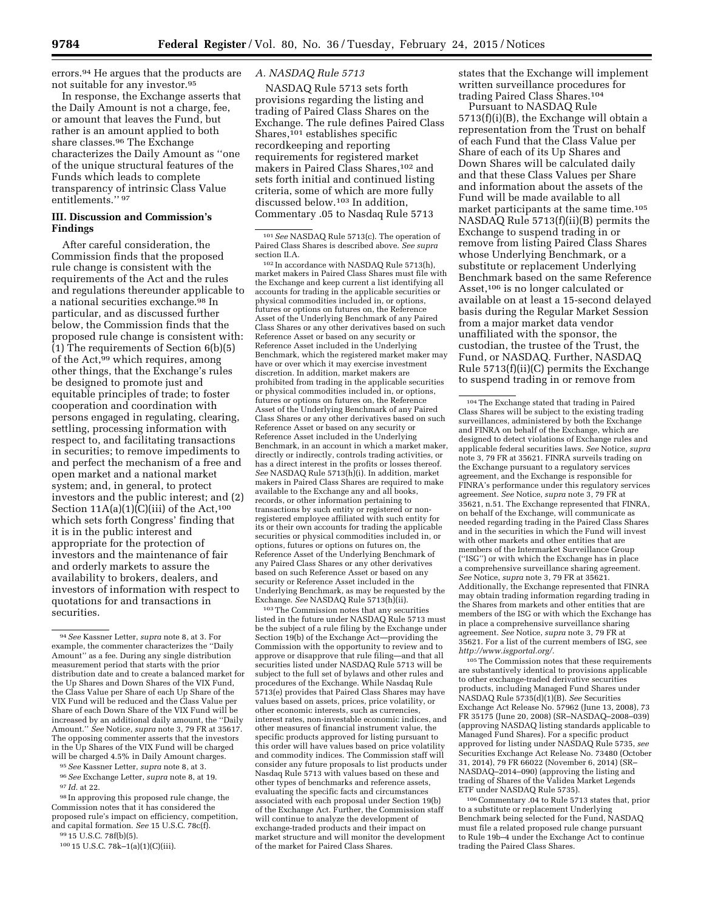errors.[94] He argues that the products are not suitable for any investor.[95]

In response, the Exchange asserts that the Daily Amount is not a charge, fee, or amount that leaves the Fund, but rather is an amount applied to both share classes.[96] The Exchange characterizes the Daily Amount as ''one of the unique structural features of the Funds which leads to complete transparency of intrinsic Class Value entitlements.'' [97]

## III. Discussion and Commission's Findings

After careful consideration, the Commission finds that the proposed rule change is consistent with the requirements of the Act and the rules and regulations thereunder applicable to a national securities exchange.[98] In particular, and as discussed further below, the Commission finds that the proposed rule change is consistent with: (1) The requirements of Section 6(b)(5) of the Act,[99] which requires, among other things, that the Exchange's rules be designed to promote just and equitable principles of trade; to foster cooperation and coordination with persons engaged in regulating, clearing, settling, processing information with respect to, and facilitating transactions in securities; to remove impediments to and perfect the mechanism of a free and open market and a national market system; and, in general, to protect investors and the public interest; and (2) Section 11A(a)(1)(C)(iii) of the Act,[100] which sets forth Congress' finding that it is in the public interest and appropriate for the protection of investors and the maintenance of fair and orderly markets to assure the availability to brokers, dealers, and investors of information with respect to quotations for and transactions in securities.

### A. NASDAQ Rule 5713

NASDAQ Rule 5713 sets forth provisions regarding the listing and trading of Paired Class Shares on the Exchange. The rule defines Paired Class Shares,[101] establishes specific recordkeeping and reporting requirements for registered market makers in Paired Class Shares,[102] and sets forth initial and continued listing criteria, some of which are more fully discussed below.[103] In addition, Commentary .05 to Nasdaq Rule 5713 states that the Exchange will implement written surveillance procedures for trading Paired Class Shares.[104]

Pursuant to NASDAQ Rule 5713(f)(i)(B), the Exchange will obtain a representation from the Trust on behalf of each Fund that the Class Value per Share of each of its Up Shares and Down Shares will be calculated daily and that these Class Values per Share and information about the assets of the Fund will be made available to all market participants at the same time.[105] NASDAQ Rule 5713(f)(ii)(B) permits the Exchange to suspend trading in or remove from listing Paired Class Shares whose Underlying Benchmark, or a substitute or replacement Underlying Benchmark based on the same Reference Asset,[106] is no longer calculated or available on at least a 15-second delayed basis during the Regular Market Session from a major market data vendor unaffiliated with the sponsor, the custodian, the trustee of the Trust, the Fund, or NASDAQ. Further, NASDAQ Rule 5713(f)(ii)(C) permits the Exchange to suspend trading in or remove from

---

[94] *See* Kassner Letter, *supra* note 8, at 3. For example, the commenter characterizes the ''Daily Amount'' as a fee. During any single distribution measurement period that starts with the prior distribution date and to create a balanced market for the Up Shares and Down Shares of the VIX Fund, the Class Value per Share of each Up Share of the VIX Fund will be reduced and the Class Value per Share of each Down Share of the VIX Fund will be increased by an additional daily amount, the ''Daily Amount.'' *See* Notice, *supra* note 3, 79 FR at 35617. The opposing commenter asserts that the investors in the Up Shares of the VIX Fund will be charged will be charged 4.5% in Daily Amount charges.

[95] *See* Kassner Letter, *supra* note 8, at 3.

[96] *See* Exchange Letter, *supra* note 8, at 19.

[97] *Id.* at 22.

[98] In approving this proposed rule change, the Commission notes that it has considered the proposed rule's impact on efficiency, competition, and capital formation. *See* 15 U.S.C. 78c(f).

[99] 15 U.S.C. 78f(b)(5).

[100] 15 U.S.C. 78k–1(a)(1)(C)(iii).

[101] *See* NASDAQ Rule 5713(c). The operation of Paired Class Shares is described above. *See supra* section II.A.

[102] In accordance with NASDAQ Rule 5713(h), market makers in Paired Class Shares must file with the Exchange and keep current a list identifying all accounts for trading in the applicable securities or physical commodities included in, or options, futures or options on futures on, the Reference Asset of the Underlying Benchmark of any Paired Class Shares or any other derivatives based on such Reference Asset or based on any security or Reference Asset included in the Underlying Benchmark, which the registered market maker may have or over which it may exercise investment discretion. In addition, market makers are prohibited from trading in the applicable securities or physical commodities included in, or options, futures or options on futures on, the Reference Asset of the Underlying Benchmark of any Paired Class Shares or any other derivatives based on such Reference Asset or based on any security or Reference Asset included in the Underlying Benchmark, in an account in which a market maker, directly or indirectly, controls trading activities, or has a direct interest in the profits or losses thereof. *See* NASDAQ Rule 5713(h)(i). In addition, market makers in Paired Class Shares are required to make available to the Exchange any and all books, records, or other information pertaining to transactions by such entity or registered or non-registered employee affiliated with such entity for its or their own accounts for trading the applicable securities or physical commodities included in, or options, futures or options on futures on, the Reference Asset of the Underlying Benchmark of any Paired Class Shares or any other derivatives based on such Reference Asset or based on any security or Reference Asset included in the Underlying Benchmark, as may be requested by the Exchange. *See* NASDAQ Rule 5713(h)(ii).

[103] The Commission notes that any securities listed in the future under NASDAQ Rule 5713 must be the subject of a rule filing by the Exchange under Section 19(b) of the Exchange Act—providing the Commission with the opportunity to review and to approve or disapprove that rule filing—and that all securities listed under NASDAQ Rule 5713 will be subject to the full set of bylaws and other rules and procedures of the Exchange. While Nasdaq Rule 5713(e) provides that Paired Class Shares may have values based on assets, prices, price volatility, or other economic interests, such as currencies, interest rates, non-investable economic indices, and other measures of financial instrument value, the specific products approved for listing pursuant to this order will have values based on price volatility and commodity indices. The Commission staff will consider any future proposals to list products under Nasdaq Rule 5713 with values based on these and other types of benchmarks and reference assets, evaluating the specific facts and circumstances associated with each proposal under Section 19(b) of the Exchange Act. Further, the Commission staff will continue to analyze the development of exchange-traded products and their impact on market structure and will monitor the development of the market for Paired Class Shares.

[104] The Exchange stated that trading in Paired Class Shares will be subject to the existing trading surveillances, administered by both the Exchange and FINRA on behalf of the Exchange, which are designed to detect violations of Exchange rules and applicable federal securities laws. *See* Notice, *supra* note 3, 79 FR at 35621. FINRA surveils trading on the Exchange pursuant to a regulatory services agreement, and the Exchange is responsible for FINRA's performance under this regulatory services agreement. *See* Notice, *supra* note 3, 79 FR at 35621, n.51. The Exchange represented that FINRA, on behalf of the Exchange, will communicate as needed regarding trading in the Paired Class Shares and in the securities in which the Fund will invest with other markets and other entities that are members of the Intermarket Surveillance Group (''ISG'') or with which the Exchange has in place a comprehensive surveillance sharing agreement. *See* Notice, *supra* note 3, 79 FR at 35621. Additionally, the Exchange represented that FINRA may obtain trading information regarding trading in the Shares from markets and other entities that are members of the ISG or with which the Exchange has in place a comprehensive surveillance sharing agreement. *See* Notice, *supra* note 3, 79 FR at 35621. For a list of the current members of ISG, see *http://www.isgportal.org/.*

[105] The Commission notes that these requirements are substantively identical to provisions applicable to other exchange-traded derivative securities products, including Managed Fund Shares under NASDAQ Rule 5735(d)(1)(B). *See* Securities Exchange Act Release No. 57962 (June 13, 2008), 73 FR 35175 (June 20, 2008) (SR–NASDAQ–2008–039) (approving NASDAQ listing standards applicable to Managed Fund Shares). For a specific product approved for listing under NASDAQ Rule 5735, *see* Securities Exchange Act Release No. 73480 (October 31, 2014), 79 FR 66022 (November 6, 2014) (SR–NASDAQ–2014–090) (approving the listing and trading of Shares of the Validea Market Legends ETF under NASDAQ Rule 5735).

[106] Commentary .04 to Rule 5713 states that, prior to a substitute or replacement Underlying Benchmark being selected for the Fund, NASDAQ must file a related proposed rule change pursuant to Rule 19b–4 under the Exchange Act to continue trading the Paired Class Shares.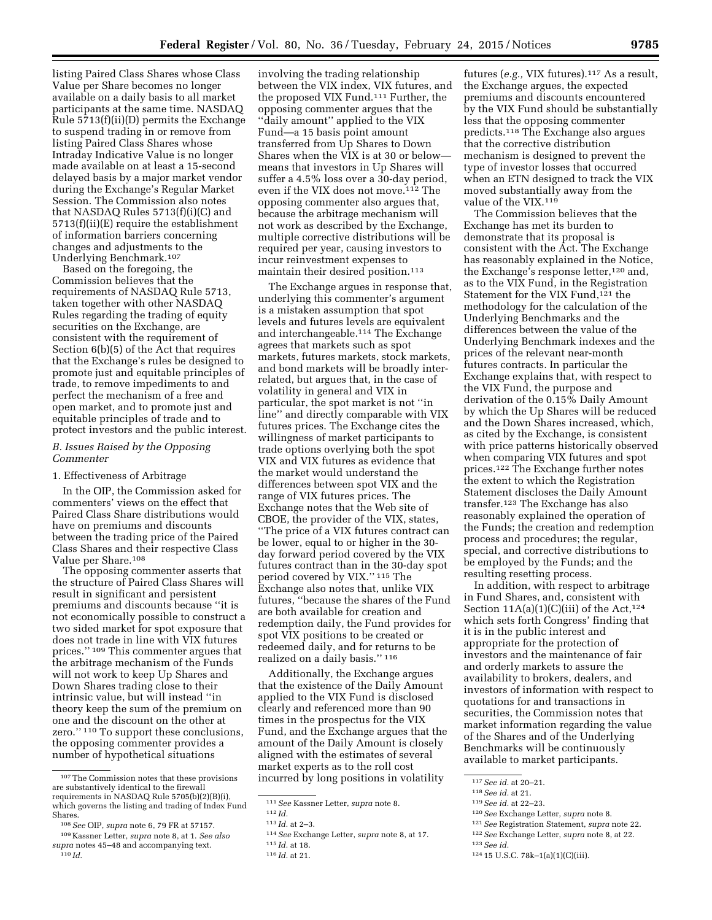listing Paired Class Shares whose Class Value per Share becomes no longer available on a daily basis to all market participants at the same time. NASDAQ Rule 5713(f)(ii)(D) permits the Exchange to suspend trading in or remove from listing Paired Class Shares whose Intraday Indicative Value is no longer made available on at least a 15-second delayed basis by a major market vendor during the Exchange's Regular Market Session. The Commission also notes that NASDAQ Rules 5713(f)(i)(C) and 5713(f)(ii)(E) require the establishment of information barriers concerning changes and adjustments to the Underlying Benchmark.[107]

Based on the foregoing, the Commission believes that the requirements of NASDAQ Rule 5713, taken together with other NASDAQ Rules regarding the trading of equity securities on the Exchange, are consistent with the requirement of Section 6(b)(5) of the Act that requires that the Exchange's rules be designed to promote just and equitable principles of trade, to remove impediments to and perfect the mechanism of a free and open market, and to promote just and equitable principles of trade and to protect investors and the public interest.

*B. Issues Raised by the Opposing Commenter*

1. Effectiveness of Arbitrage

In the OIP, the Commission asked for commenters' views on the effect that Paired Class Share distributions would have on premiums and discounts between the trading price of the Paired Class Shares and their respective Class Value per Share.[108]

The opposing commenter asserts that the structure of Paired Class Shares will result in significant and persistent premiums and discounts because "it is not economically possible to construct a two sided market for spot exposure that does not trade in line with VIX futures prices." [109] This commenter argues that the arbitrage mechanism of the Funds will not work to keep Up Shares and Down Shares trading close to their intrinsic value, but will instead "in theory keep the sum of the premium on one and the discount on the other at zero." [110] To support these conclusions, the opposing commenter provides a number of hypothetical situations involving the trading relationship between the VIX index, VIX futures, and the proposed VIX Fund.[111] Further, the opposing commenter argues that the "daily amount" applied to the VIX Fund—a 15 basis point amount transferred from Up Shares to Down Shares when the VIX is at 30 or below—means that investors in Up Shares will suffer a 4.5% loss over a 30-day period, even if the VIX does not move.[112] The opposing commenter also argues that, because the arbitrage mechanism will not work as described by the Exchange, multiple corrective distributions will be required per year, causing investors to incur reinvestment expenses to maintain their desired position.[113]

The Exchange argues in response that, underlying this commenter's argument is a mistaken assumption that spot levels and futures levels are equivalent and interchangeable.[114] The Exchange agrees that markets such as spot markets, futures markets, stock markets, and bond markets will be broadly inter-related, but argues that, in the case of volatility in general and VIX in particular, the spot market is not "in line" and directly comparable with VIX futures prices. The Exchange cites the willingness of market participants to trade options overlying both the spot VIX and VIX futures as evidence that the market would understand the differences between spot VIX and the range of VIX futures prices. The Exchange notes that the Web site of CBOE, the provider of the VIX, states, "The price of a VIX futures contract can be lower, equal to or higher in the 30-day forward period covered by the VIX futures contract than in the 30-day spot period covered by VIX." [115] The Exchange also notes that, unlike VIX futures, "because the shares of the Fund are both available for creation and redemption daily, the Fund provides for spot VIX positions to be created or redeemed daily, and for returns to be realized on a daily basis." [116]

Additionally, the Exchange argues that the existence of the Daily Amount applied to the VIX Fund is disclosed clearly and referenced more than 90 times in the prospectus for the VIX Fund, and the Exchange argues that the amount of the Daily Amount is closely aligned with the estimates of several market experts as to the roll cost incurred by long positions in volatility futures (*e.g.,* VIX futures).[117] As a result, the Exchange argues, the expected premiums and discounts encountered by the VIX Fund should be substantially less that the opposing commenter predicts.[118] The Exchange also argues that the corrective distribution mechanism is designed to prevent the type of investor losses that occurred when an ETN designed to track the VIX moved substantially away from the value of the VIX.[119]

The Commission believes that the Exchange has met its burden to demonstrate that its proposal is consistent with the Act. The Exchange has reasonably explained in the Notice, the Exchange's response letter,[120] and, as to the VIX Fund, in the Registration Statement for the VIX Fund,[121] the methodology for the calculation of the Underlying Benchmarks and the differences between the value of the Underlying Benchmark indexes and the prices of the relevant near-month futures contracts. In particular the Exchange explains that, with respect to the VIX Fund, the purpose and derivation of the 0.15% Daily Amount by which the Up Shares will be reduced and the Down Shares increased, which, as cited by the Exchange, is consistent with price patterns historically observed when comparing VIX futures and spot prices.[122] The Exchange further notes the extent to which the Registration Statement discloses the Daily Amount transfer.[123] The Exchange has also reasonably explained the operation of the Funds; the creation and redemption process and procedures; the regular, special, and corrective distributions to be employed by the Funds; and the resulting resetting process.

In addition, with respect to arbitrage in Fund Shares, and, consistent with Section 11A(a)(1)(C)(iii) of the Act,[124] which sets forth Congress' finding that it is in the public interest and appropriate for the protection of investors and the maintenance of fair and orderly markets to assure the availability to brokers, dealers, and investors of information with respect to quotations for and transactions in securities, the Commission notes that market information regarding the value of the Shares and of the Underlying Benchmarks will be continuously available to market participants.

---

[107] The Commission notes that these provisions are substantively identical to the firewall requirements in NASDAQ Rule 5705(b)(2)(B)(i), which governs the listing and trading of Index Fund Shares.

[108] *See* OIP, *supra* note 6, 79 FR at 57157.

[109] Kassner Letter, *supra* note 8, at 1. *See also supra* notes 45–48 and accompanying text.

[110] *Id.*

[111] *See* Kassner Letter, *supra* note 8.

[112] *Id.*

[113] *Id.* at 2–3.

[114] *See* Exchange Letter, *supra* note 8, at 17.

[115] *Id.* at 18.

[116] *Id.* at 21.

[117] *See id.* at 20–21.

[118] *See id.* at 21.

[119] *See id.* at 22–23.

[120] *See* Exchange Letter, *supra* note 8.

[121] *See* Registration Statement, *supra* note 22.

[122] *See* Exchange Letter, *supra* note 8, at 22.

[123] *See id.*

[124] 15 U.S.C. 78k–1(a)(1)(C)(iii).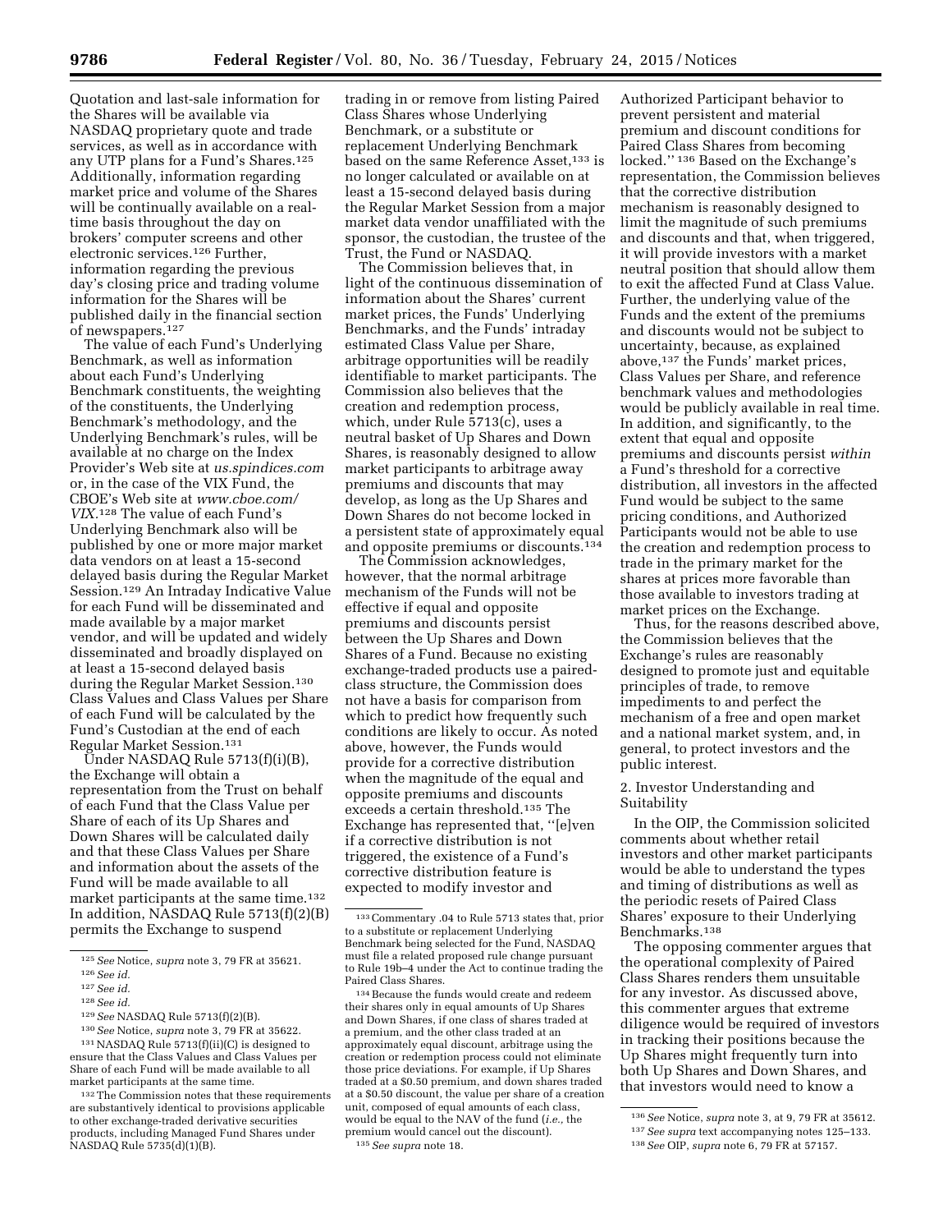Quotation and last-sale information for the Shares will be available via NASDAQ proprietary quote and trade services, as well as in accordance with any UTP plans for a Fund's Shares.[125] Additionally, information regarding market price and volume of the Shares will be continually available on a real-time basis throughout the day on brokers' computer screens and other electronic services.[126] Further, information regarding the previous day's closing price and trading volume information for the Shares will be published daily in the financial section of newspapers.[127]

The value of each Fund's Underlying Benchmark, as well as information about each Fund's Underlying Benchmark constituents, the weighting of the constituents, the Underlying Benchmark's methodology, and the Underlying Benchmark's rules, will be available at no charge on the Index Provider's Web site at *us.spindices.com* or, in the case of the VIX Fund, the CBOE's Web site at *www.cboe.com/VIX*.[128] The value of each Fund's Underlying Benchmark also will be published by one or more major market data vendors on at least a 15-second delayed basis during the Regular Market Session.[129] An Intraday Indicative Value for each Fund will be disseminated and made available by a major market vendor, and will be updated and widely disseminated and broadly displayed on at least a 15-second delayed basis during the Regular Market Session.[130] Class Values and Class Values per Share of each Fund will be calculated by the Fund's Custodian at the end of each Regular Market Session.[131]

Under NASDAQ Rule 5713(f)(i)(B), the Exchange will obtain a representation from the Trust on behalf of each Fund that the Class Value per Share of each of its Up Shares and Down Shares will be calculated daily and that these Class Values per Share and information about the assets of the Fund will be made available to all market participants at the same time.[132] In addition, NASDAQ Rule 5713(f)(2)(B) permits the Exchange to suspend trading in or remove from listing Paired Class Shares whose Underlying Benchmark, or a substitute or replacement Underlying Benchmark based on the same Reference Asset,[133] is no longer calculated or available on at least a 15-second delayed basis during the Regular Market Session from a major market data vendor unaffiliated with the sponsor, the custodian, the trustee of the Trust, the Fund or NASDAQ.

The Commission believes that, in light of the continuous dissemination of information about the Shares' current market prices, the Funds' Underlying Benchmarks, and the Funds' intraday estimated Class Value per Share, arbitrage opportunities will be readily identifiable to market participants. The Commission also believes that the creation and redemption process, which, under Rule 5713(c), uses a neutral basket of Up Shares and Down Shares, is reasonably designed to allow market participants to arbitrage away premiums and discounts that may develop, as long as the Up Shares and Down Shares do not become locked in a persistent state of approximately equal and opposite premiums or discounts.[134]

The Commission acknowledges, however, that the normal arbitrage mechanism of the Funds will not be effective if equal and opposite premiums and discounts persist between the Up Shares and Down Shares of a Fund. Because no existing exchange-traded products use a paired-class structure, the Commission does not have a basis for comparison from which to predict how frequently such conditions are likely to occur. As noted above, however, the Funds would provide for a corrective distribution when the magnitude of the equal and opposite premiums and discounts exceeds a certain threshold.[135] The Exchange has represented that, ''[e]ven if a corrective distribution is not triggered, the existence of a Fund's corrective distribution feature is expected to modify investor and Authorized Participant behavior to prevent persistent and material premium and discount conditions for Paired Class Shares from becoming locked.'' [136] Based on the Exchange's representation, the Commission believes that the corrective distribution mechanism is reasonably designed to limit the magnitude of such premiums and discounts and that, when triggered, it will provide investors with a market neutral position that should allow them to exit the affected Fund at Class Value. Further, the underlying value of the Funds and the extent of the premiums and discounts would not be subject to uncertainty, because, as explained above,[137] the Funds' market prices, Class Values per Share, and reference benchmark values and methodologies would be publicly available in real time. In addition, and significantly, to the extent that equal and opposite premiums and discounts persist *within* a Fund's threshold for a corrective distribution, all investors in the affected Fund would be subject to the same pricing conditions, and Authorized Participants would not be able to use the creation and redemption process to trade in the primary market for the shares at prices more favorable than those available to investors trading at market prices on the Exchange.

Thus, for the reasons described above, the Commission believes that the Exchange's rules are reasonably designed to promote just and equitable principles of trade, to remove impediments to and perfect the mechanism of a free and open market and a national market system, and, in general, to protect investors and the public interest.

2. Investor Understanding and Suitability

In the OIP, the Commission solicited comments about whether retail investors and other market participants would be able to understand the types and timing of distributions as well as the periodic resets of Paired Class Shares' exposure to their Underlying Benchmarks.[138]

The opposing commenter argues that the operational complexity of Paired Class Shares renders them unsuitable for any investor. As discussed above, this commenter argues that extreme diligence would be required of investors in tracking their positions because the Up Shares might frequently turn into both Up Shares and Down Shares, and that investors would need to know a

---

[125] *See* Notice, *supra* note 3, 79 FR at 35621.

[126] *See id.*

[127] *See id.*

[128] *See id.*

[129] *See* NASDAQ Rule 5713(f)(2)(B).

[130] *See* Notice, *supra* note 3, 79 FR at 35622.

[131] NASDAQ Rule 5713(f)(ii)(C) is designed to ensure that the Class Values and Class Values per Share of each Fund will be made available to all market participants at the same time.

[132] The Commission notes that these requirements are substantively identical to provisions applicable to other exchange-traded derivative securities products, including Managed Fund Shares under NASDAQ Rule 5735(d)(1)(B).

[133] Commentary .04 to Rule 5713 states that, prior to a substitute or replacement Underlying Benchmark being selected for the Fund, NASDAQ must file a related proposed rule change pursuant to Rule 19b–4 under the Act to continue trading the Paired Class Shares.

[134] Because the funds would create and redeem their shares only in equal amounts of Up Shares and Down Shares, if one class of shares traded at a premium, and the other class traded at an approximately equal discount, arbitrage using the creation or redemption process could not eliminate those price deviations. For example, if Up Shares traded at a $0.50 premium, and down shares traded at a $0.50 discount, the value per share of a creation unit, composed of equal amounts of each class, would be equal to the NAV of the fund (*i.e.*, the premium would cancel out the discount).

[135] *See supra* note 18.

[136] *See* Notice, *supra* note 3, at 9, 79 FR at 35612.

[137] *See supra* text accompanying notes 125–133.

[138] *See* OIP, *supra* note 6, 79 FR at 57157.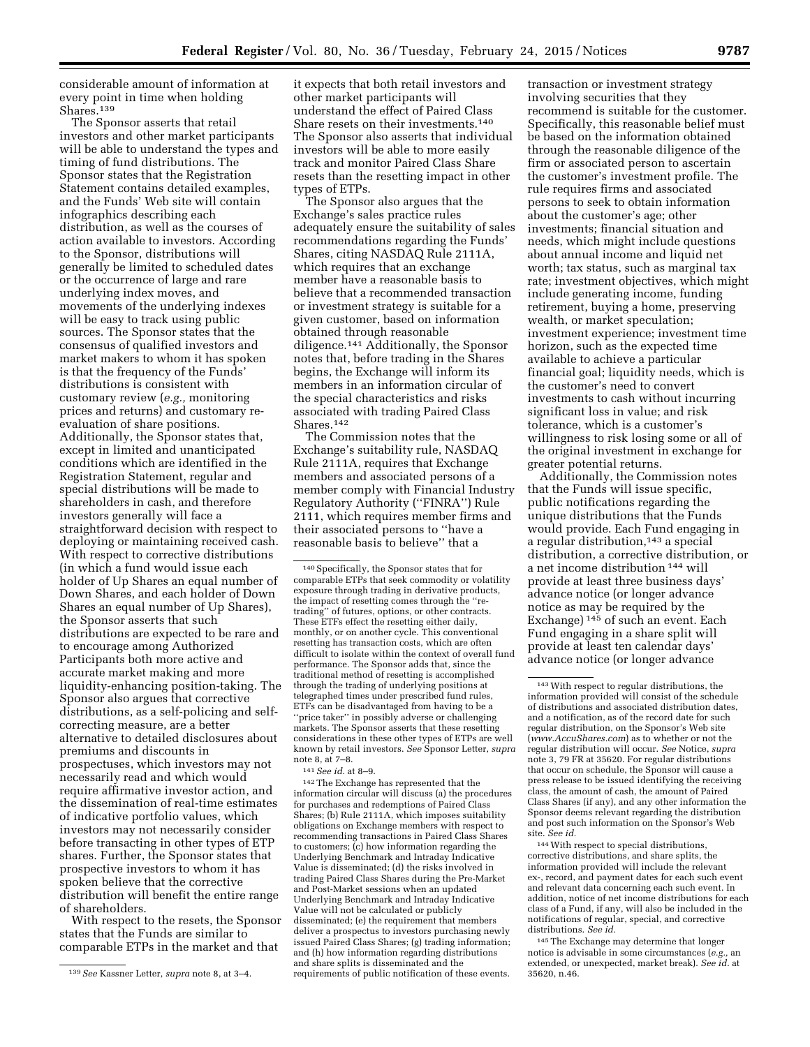considerable amount of information at every point in time when holding Shares.[139]

The Sponsor asserts that retail investors and other market participants will be able to understand the types and timing of fund distributions. The Sponsor states that the Registration Statement contains detailed examples, and the Funds' Web site will contain infographics describing each distribution, as well as the courses of action available to investors. According to the Sponsor, distributions will generally be limited to scheduled dates or the occurrence of large and rare underlying index moves, and movements of the underlying indexes will be easy to track using public sources. The Sponsor states that the consensus of qualified investors and market makers to whom it has spoken is that the frequency of the Funds' distributions is consistent with customary review (*e.g.,* monitoring prices and returns) and customary re-evaluation of share positions. Additionally, the Sponsor states that, except in limited and unanticipated conditions which are identified in the Registration Statement, regular and special distributions will be made to shareholders in cash, and therefore investors generally will face a straightforward decision with respect to deploying or maintaining received cash. With respect to corrective distributions (in which a fund would issue each holder of Up Shares an equal number of Down Shares, and each holder of Down Shares an equal number of Up Shares), the Sponsor asserts that such distributions are expected to be rare and to encourage among Authorized Participants both more active and accurate market making and more liquidity-enhancing position-taking. The Sponsor also argues that corrective distributions, as a self-policing and self-correcting measure, are a better alternative to detailed disclosures about premiums and discounts in prospectuses, which investors may not necessarily read and which would require affirmative investor action, and the dissemination of real-time estimates of indicative portfolio values, which investors may not necessarily consider before transacting in other types of ETP shares. Further, the Sponsor states that prospective investors to whom it has spoken believe that the corrective distribution will benefit the entire range of shareholders.

With respect to the resets, the Sponsor states that the Funds are similar to comparable ETPs in the market and that it expects that both retail investors and other market participants will understand the effect of Paired Class Share resets on their investments.[140] The Sponsor also asserts that individual investors will be able to more easily track and monitor Paired Class Share resets than the resetting impact in other types of ETPs.

The Sponsor also argues that the Exchange's sales practice rules adequately ensure the suitability of sales recommendations regarding the Funds' Shares, citing NASDAQ Rule 2111A, which requires that an exchange member have a reasonable basis to believe that a recommended transaction or investment strategy is suitable for a given customer, based on information obtained through reasonable diligence.[141] Additionally, the Sponsor notes that, before trading in the Shares begins, the Exchange will inform its members in an information circular of the special characteristics and risks associated with trading Paired Class Shares.[142]

The Commission notes that the Exchange's suitability rule, NASDAQ Rule 2111A, requires that Exchange members and associated persons of a member comply with Financial Industry Regulatory Authority ("FINRA") Rule 2111, which requires member firms and their associated persons to "have a reasonable basis to believe" that a transaction or investment strategy involving securities that they recommend is suitable for the customer. Specifically, this reasonable belief must be based on the information obtained through the reasonable diligence of the firm or associated person to ascertain the customer's investment profile. The rule requires firms and associated persons to seek to obtain information about the customer's age; other investments; financial situation and needs, which might include questions about annual income and liquid net worth; tax status, such as marginal tax rate; investment objectives, which might include generating income, funding retirement, buying a home, preserving wealth, or market speculation; investment experience; investment time horizon, such as the expected time available to achieve a particular financial goal; liquidity needs, which is the customer's need to convert investments to cash without incurring significant loss in value; and risk tolerance, which is a customer's willingness to risk losing some or all of the original investment in exchange for greater potential returns.

Additionally, the Commission notes that the Funds will issue specific, public notifications regarding the unique distributions that the Funds would provide. Each Fund engaging in a regular distribution,[143] a special distribution, a corrective distribution, or a net income distribution [144] will provide at least three business days' advance notice (or longer advance notice as may be required by the Exchange) [145] of such an event. Each Fund engaging in a share split will provide at least ten calendar days' advance notice (or longer advance

---

[139] *See* Kassner Letter, *supra* note 8, at 3–4.

[140] Specifically, the Sponsor states that for comparable ETPs that seek commodity or volatility exposure through trading in derivative products, the impact of resetting comes through the "re-trading" of futures, options, or other contracts. These ETFs effect the resetting either daily, monthly, or on another cycle. This conventional resetting has transaction costs, which are often difficult to isolate within the context of overall fund performance. The Sponsor adds that, since the traditional method of resetting is accomplished through the trading of underlying positions at telegraphed times under prescribed fund rules, ETFs can be disadvantaged from having to be a "price taker" in possibly adverse or challenging markets. The Sponsor asserts that these resetting considerations in these other types of ETPs are well known by retail investors. *See* Sponsor Letter, *supra* note 8, at 7–8.

[141] *See id.* at 8–9.

[142] The Exchange has represented that the information circular will discuss (a) the procedures for purchases and redemptions of Paired Class Shares; (b) Rule 2111A, which imposes suitability obligations on Exchange members with respect to recommending transactions in Paired Class Shares to customers; (c) how information regarding the Underlying Benchmark and Intraday Indicative Value is disseminated; (d) the risks involved in trading Paired Class Shares during the Pre-Market and Post-Market sessions when an updated Underlying Benchmark and Intraday Indicative Value will not be calculated or publicly disseminated; (e) the requirement that members deliver a prospectus to investors purchasing newly issued Paired Class Shares; (g) trading information; and (h) how information regarding distributions and share splits is disseminated and the requirements of public notification of these events.

[143] With respect to regular distributions, the information provided will consist of the schedule of distributions and associated distribution dates, and a notification, as of the record date for such regular distribution, on the Sponsor's Web site (*www.AccuShares.com*) as to whether or not the regular distribution will occur. *See* Notice, *supra* note 3, 79 FR at 35620. For regular distributions that occur on schedule, the Sponsor will cause a press release to be issued identifying the receiving class, the amount of cash, the amount of Paired Class Shares (if any), and any other information the Sponsor deems relevant regarding the distribution and post such information on the Sponsor's Web site. *See id.*

[144] With respect to special distributions, corrective distributions, and share splits, the information provided will include the relevant ex-, record, and payment dates for each such event and relevant data concerning each such event. In addition, notice of net income distributions for each class of a Fund, if any, will also be included in the notifications of regular, special, and corrective distributions. *See id.*

[145] The Exchange may determine that longer notice is advisable in some circumstances (*e.g.,* an extended, or unexpected, market break). *See id.* at 35620, n.46.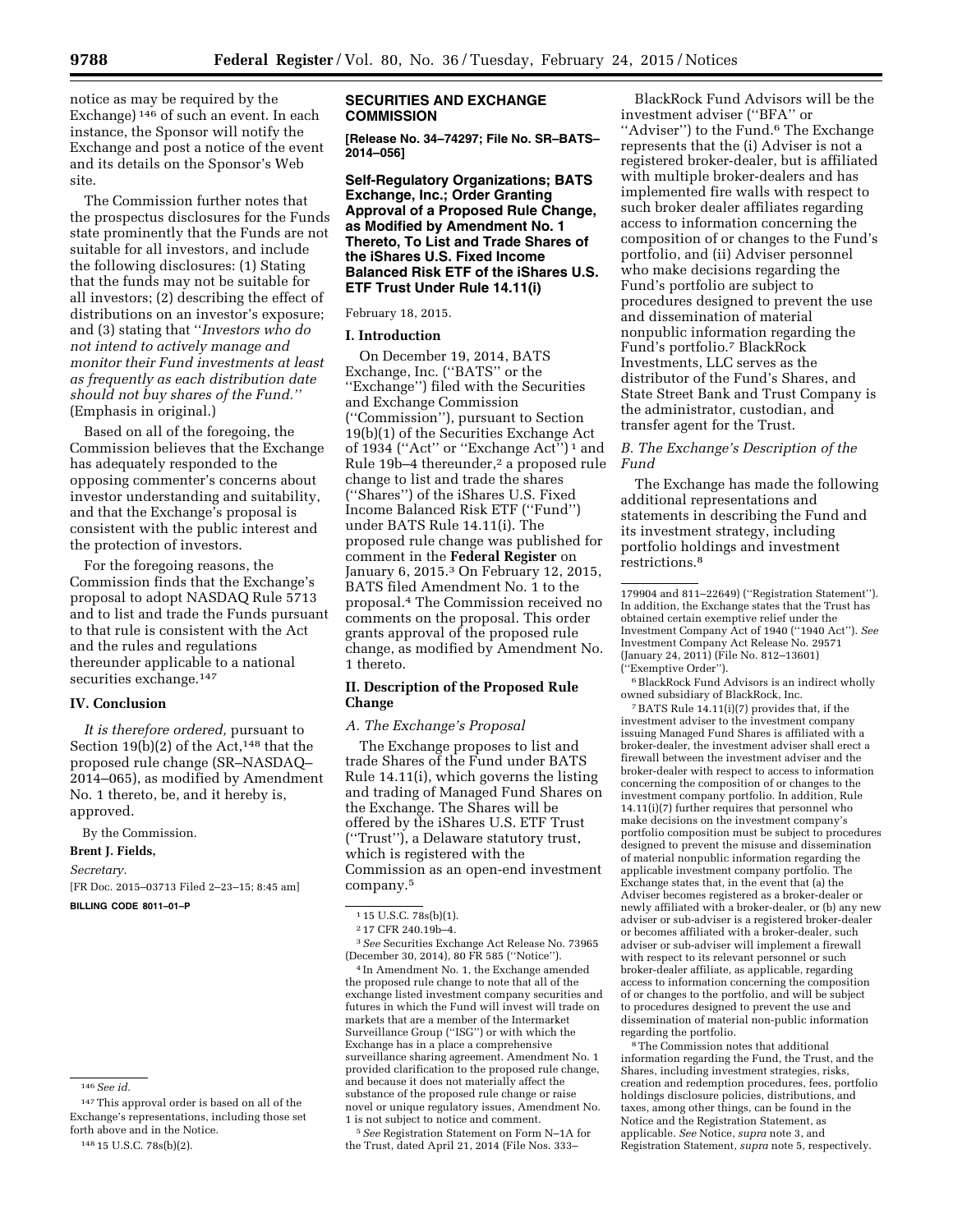notice as may be required by the Exchange)[146] of such an event. In each instance, the Sponsor will notify the Exchange and post a notice of the event and its details on the Sponsor's Web site.

The Commission further notes that the prospectus disclosures for the Funds state prominently that the Funds are not suitable for all investors, and include the following disclosures: (1) Stating that the funds may not be suitable for all investors; (2) describing the effect of distributions on an investor's exposure; and (3) stating that "*Investors who do not intend to actively manage and monitor their Fund investments at least as frequently as each distribution date should not buy shares of the Fund.*" (Emphasis in original.)

Based on all of the foregoing, the Commission believes that the Exchange has adequately responded to the opposing commenter's concerns about investor understanding and suitability, and that the Exchange's proposal is consistent with the public interest and the protection of investors.

For the foregoing reasons, the Commission finds that the Exchange's proposal to adopt NASDAQ Rule 5713 and to list and trade the Funds pursuant to that rule is consistent with the Act and the rules and regulations thereunder applicable to a national securities exchange.[147]

## IV. Conclusion

*It is therefore ordered,* pursuant to Section 19(b)(2) of the Act,[148] that the proposed rule change (SR–NASDAQ–2014–065), as modified by Amendment No. 1 thereto, be, and it hereby is, approved.

By the Commission.

**Brent J. Fields,**

*Secretary.*

[FR Doc. 2015–03713 Filed 2–23–15; 8:45 am]

**BILLING CODE 8011–01–P**

---

[146] *See id.*

[147] This approval order is based on all of the Exchange's representations, including those set forth above and in the Notice.

[148] 15 U.S.C. 78s(b)(2).

---

## SECURITIES AND EXCHANGE COMMISSION

**[Release No. 34–74297; File No. SR–BATS–2014–056]**

### Self-Regulatory Organizations; BATS Exchange, Inc.; Order Granting Approval of a Proposed Rule Change, as Modified by Amendment No. 1 Thereto, To List and Trade Shares of the iShares U.S. Fixed Income Balanced Risk ETF of the iShares U.S. ETF Trust Under Rule 14.11(i)

February 18, 2015.

### I. Introduction

On December 19, 2014, BATS Exchange, Inc. ("BATS" or the "Exchange") filed with the Securities and Exchange Commission ("Commission"), pursuant to Section 19(b)(1) of the Securities Exchange Act of 1934 ("Act" or "Exchange Act")[1] and Rule 19b–4 thereunder,[2] a proposed rule change to list and trade the shares ("Shares") of the iShares U.S. Fixed Income Balanced Risk ETF ("Fund") under BATS Rule 14.11(i). The proposed rule change was published for comment in the **Federal Register** on January 6, 2015.[3] On February 12, 2015, BATS filed Amendment No. 1 to the proposal.[4] The Commission received no comments on the proposal. This order grants approval of the proposed rule change, as modified by Amendment No. 1 thereto.

### II. Description of the Proposed Rule Change

*A. The Exchange's Proposal*

The Exchange proposes to list and trade Shares of the Fund under BATS Rule 14.11(i), which governs the listing and trading of Managed Fund Shares on the Exchange. The Shares will be offered by the iShares U.S. ETF Trust ("Trust"), a Delaware statutory trust, which is registered with the Commission as an open-end investment company.[5]

BlackRock Fund Advisors will be the investment adviser ("BFA" or "Adviser") to the Fund.[6] The Exchange represents that the (i) Adviser is not a registered broker-dealer, but is affiliated with multiple broker-dealers and has implemented fire walls with respect to such broker dealer affiliates regarding access to information concerning the composition of or changes to the Fund's portfolio, and (ii) Adviser personnel who make decisions regarding the Fund's portfolio are subject to procedures designed to prevent the use and dissemination of material nonpublic information regarding the Fund's portfolio.[7] BlackRock Investments, LLC serves as the distributor of the Fund's Shares, and State Street Bank and Trust Company is the administrator, custodian, and transfer agent for the Trust.

*B. The Exchange's Description of the Fund*

The Exchange has made the following additional representations and statements in describing the Fund and its investment strategy, including portfolio holdings and investment restrictions.[8]

---

[1] 15 U.S.C. 78s(b)(1).

[2] 17 CFR 240.19b–4.

[3] *See* Securities Exchange Act Release No. 73965 (December 30, 2014), 80 FR 585 ("Notice").

[4] In Amendment No. 1, the Exchange amended the proposed rule change to note that all of the exchange listed investment company securities and futures in which the Fund will invest will trade on markets that are a member of the Intermarket Surveillance Group ("ISG") or with which the Exchange has in a place a comprehensive surveillance sharing agreement. Amendment No. 1 provided clarification to the proposed rule change, and because it does not materially affect the substance of the proposed rule change or raise novel or unique regulatory issues, Amendment No. 1 is not subject to notice and comment.

[5] *See* Registration Statement on Form N–1A for the Trust, dated April 21, 2014 (File Nos. 333–179904 and 811–22649) ("Registration Statement"). In addition, the Exchange states that the Trust has obtained certain exemptive relief under the Investment Company Act of 1940 ("1940 Act"). *See* Investment Company Act Release No. 29571 (January 24, 2011) (File No. 812–13601) ("Exemptive Order").

[6] BlackRock Fund Advisors is an indirect wholly owned subsidiary of BlackRock, Inc.

[7] BATS Rule 14.11(i)(7) provides that, if the investment adviser to the investment company issuing Managed Fund Shares is affiliated with a broker-dealer, the investment adviser shall erect a firewall between the investment adviser and the broker-dealer with respect to access to information concerning the composition of or changes to the investment company portfolio. In addition, Rule 14.11(i)(7) further requires that personnel who make decisions on the investment company's portfolio composition must be subject to procedures designed to prevent the misuse and dissemination of material nonpublic information regarding the applicable investment company portfolio. The Exchange states that, in the event that (a) the Adviser becomes registered as a broker-dealer or newly affiliated with a broker-dealer, or (b) any new adviser or sub-adviser is a registered broker-dealer or becomes affiliated with a broker-dealer, such adviser or sub-adviser will implement a firewall with respect to its relevant personnel or such broker-dealer affiliate, as applicable, regarding access to information concerning the composition of or changes to the portfolio, and will be subject to procedures designed to prevent the use and dissemination of material non-public information regarding the portfolio.

[8] The Commission notes that additional information regarding the Fund, the Trust, and the Shares, including investment strategies, risks, creation and redemption procedures, fees, portfolio holdings disclosure policies, distributions, and taxes, among other things, can be found in the Notice and the Registration Statement, as applicable. *See* Notice, *supra* note 3, and Registration Statement, *supra* note 5, respectively.